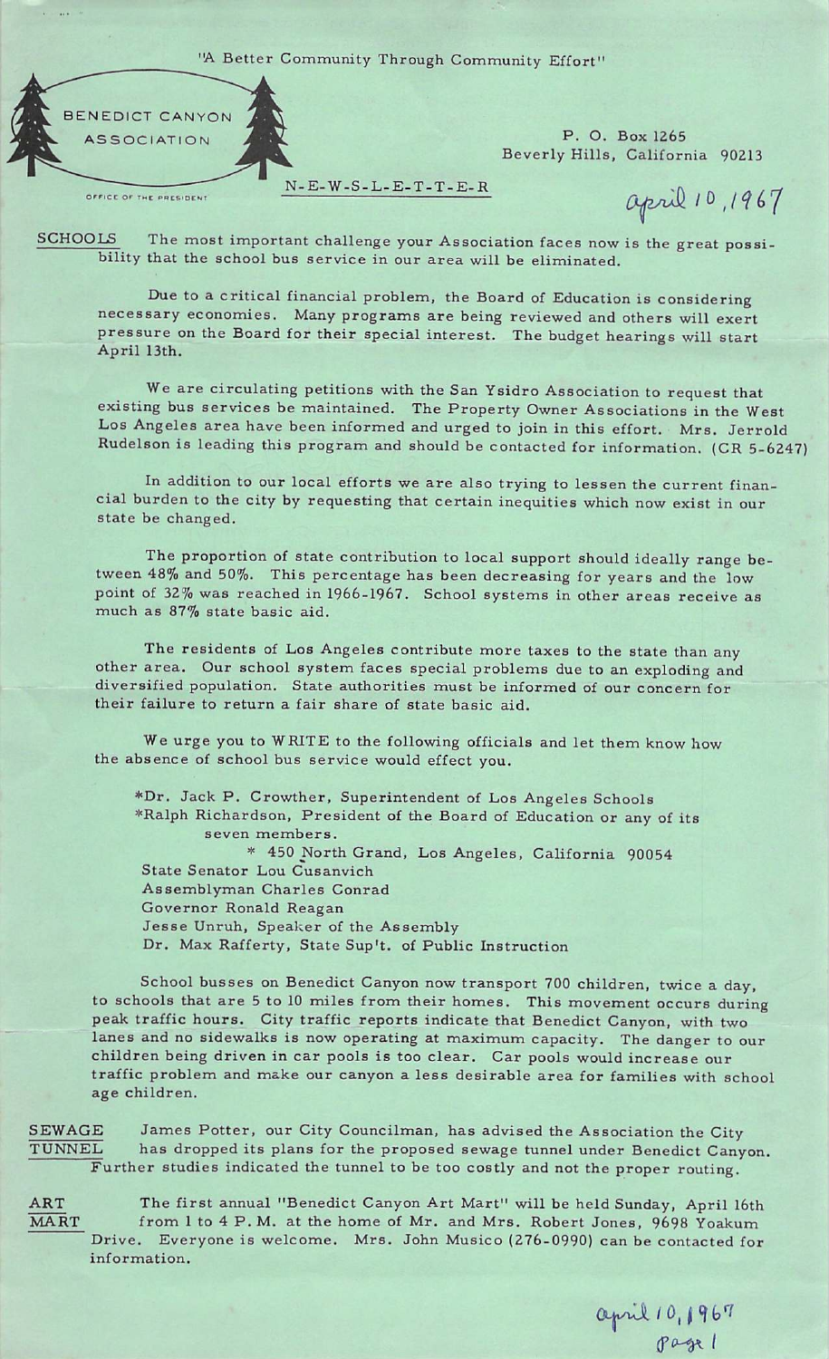"A Better Community Through Community Effort"

BENEDICT CANYON ASSOCIATION

OFFICE OF THE PRESIDENT

P. O. Box 1265
Beverly Hills, California 90213

N-E-W-S-L-E-T-T-E-R

april 10, 1967

**SCHOOLS** The most important challenge your Association faces now is the great possibility that the school bus service in our area will be eliminated.

Due to a critical financial problem, the Board of Education is considering necessary economies. Many programs are being reviewed and others will exert pressure on the Board for their special interest. The budget hearings will start April 13th.

We are circulating petitions with the San Ysidro Association to request that existing bus services be maintained. The Property Owner Associations in the West Los Angeles area have been informed and urged to join in this effort. Mrs. Jerrold Rudelson is leading this program and should be contacted for information. (CR 5-6247)

In addition to our local efforts we are also trying to lessen the current financial burden to the city by requesting that certain inequities which now exist in our state be changed.

The proportion of state contribution to local support should ideally range between 48% and 50%. This percentage has been decreasing for years and the low point of 32% was reached in 1966-1967. School systems in other areas receive as much as 87% state basic aid.

The residents of Los Angeles contribute more taxes to the state than any other area. Our school system faces special problems due to an exploding and diversified population. State authorities must be informed of our concern for their failure to return a fair share of state basic aid.

We urge you to WRITE to the following officials and let them know how the absence of school bus service would effect you.

*Dr. Jack P. Crowther, Superintendent of Los Angeles Schools
*Ralph Richardson, President of the Board of Education or any of its seven members.
* 450 North Grand, Los Angeles, California 90054
State Senator Lou Cusanvich
Assemblyman Charles Conrad
Governor Ronald Reagan
Jesse Unruh, Speaker of the Assembly
Dr. Max Rafferty, State Sup't. of Public Instruction

School busses on Benedict Canyon now transport 700 children, twice a day, to schools that are 5 to 10 miles from their homes. This movement occurs during peak traffic hours. City traffic reports indicate that Benedict Canyon, with two lanes and no sidewalks is now operating at maximum capacity. The danger to our children being driven in car pools is too clear. Car pools would increase our traffic problem and make our canyon a less desirable area for families with school age children.

**SEWAGE TUNNEL** James Potter, our City Councilman, has advised the Association the City has dropped its plans for the proposed sewage tunnel under Benedict Canyon. Further studies indicated the tunnel to be too costly and not the proper routing.

**ART MART** The first annual "Benedict Canyon Art Mart" will be held Sunday, April 16th from 1 to 4 P.M. at the home of Mr. and Mrs. Robert Jones, 9698 Yoakum Drive. Everyone is welcome. Mrs. John Musico (276-0990) can be contacted for information.

april 10, 1967
page 1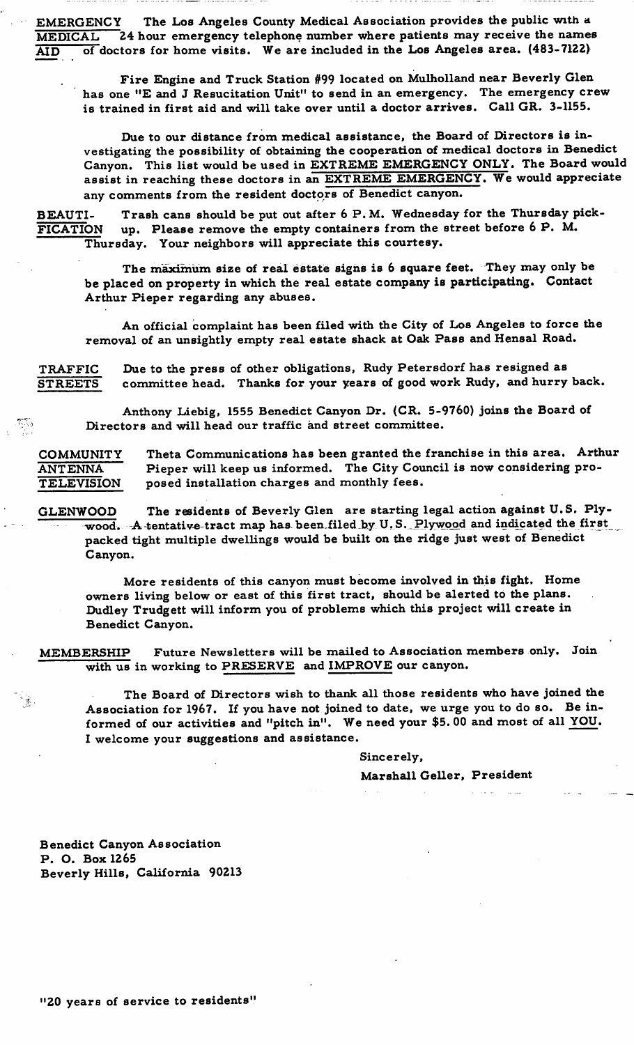**EMERGENCY MEDICAL AID** The Los Angeles County Medical Association provides the public with a 24 hour emergency telephone number where patients may receive the names of doctors for home visits. We are included in the Los Angeles area. (483-7122)

Fire Engine and Truck Station #99 located on Mulholland near Beverly Glen has one "E and J Resucitation Unit" to send in an emergency. The emergency crew is trained in first aid and will take over until a doctor arrives. Call GR. 3-1155.

Due to our distance from medical assistance, the Board of Directors is investigating the possibility of obtaining the cooperation of medical doctors in Benedict Canyon. This list would be used in EXTREME EMERGENCY ONLY. The Board would assist in reaching these doctors in an EXTREME EMERGENCY. We would appreciate any comments from the resident doctors of Benedict canyon.

**BEAUTIFICATION** Trash cans should be put out after 6 P.M. Wednesday for the Thursday pick-up. Please remove the empty containers from the street before 6 P. M. Thursday. Your neighbors will appreciate this courtesy.

The maximum size of real estate signs is 6 square feet. They may only be be placed on property in which the real estate company is participating. Contact Arthur Pieper regarding any abuses.

An official complaint has been filed with the City of Los Angeles to force the removal of an unsightly empty real estate shack at Oak Pass and Hensal Road.

**TRAFFIC STREETS** Due to the press of other obligations, Rudy Petersdorf has resigned as committee head. Thanks for your years of good work Rudy, and hurry back.

Anthony Liebig, 1555 Benedict Canyon Dr. (CR. 5-9760) joins the Board of Directors and will head our traffic and street committee.

**COMMUNITY ANTENNA TELEVISION** Theta Communications has been granted the franchise in this area. Arthur Pieper will keep us informed. The City Council is now considering proposed installation charges and monthly fees.

**GLENWOOD** The residents of Beverly Glen are starting legal action against U.S. Plywood. A tentative tract map has been filed by U.S. Plywood and indicated the first packed tight multiple dwellings would be built on the ridge just west of Benedict Canyon.

More residents of this canyon must become involved in this fight. Home owners living below or east of this first tract, should be alerted to the plans. Dudley Trudgett will inform you of problems which this project will create in Benedict Canyon.

**MEMBERSHIP** Future Newsletters will be mailed to Association members only. Join with us in working to PRESERVE and IMPROVE our canyon.

The Board of Directors wish to thank all those residents who have joined the Association for 1967. If you have not joined to date, we urge you to do so. Be informed of our activities and "pitch in". We need your $5.00 and most of all YOU. I welcome your suggestions and assistance.

Sincerely,

Marshall Geller, President

Benedict Canyon Association
P. O. Box 1265
Beverly Hills, California 90213

"20 years of service to residents"